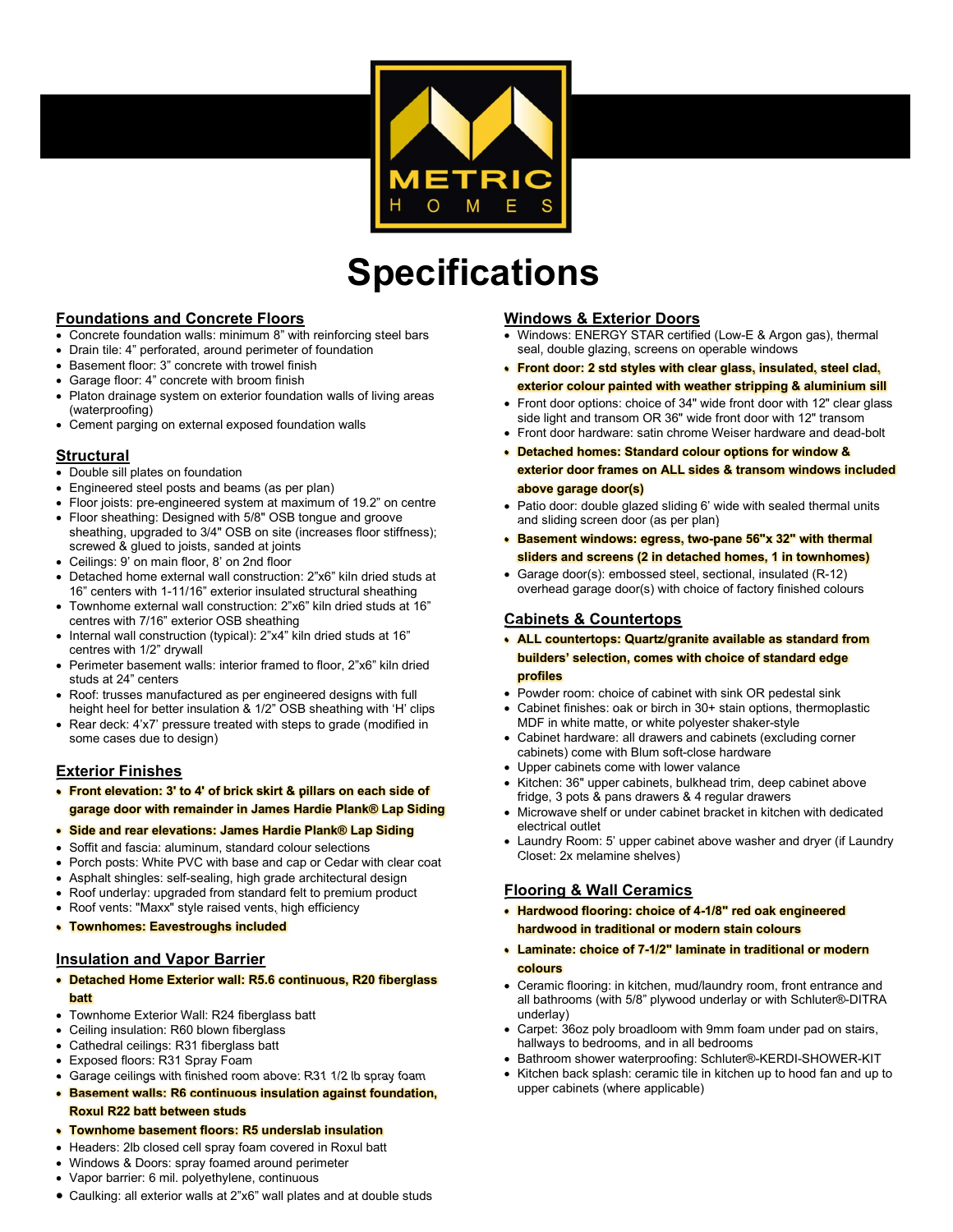METRIC HOMES

# Specifications

## Foundations and Concrete Floors

- Concrete foundation walls: minimum 8" with reinforcing steel bars
- Drain tile: 4" perforated, around perimeter of foundation
- Basement floor: 3" concrete with trowel finish
- Garage floor: 4" concrete with broom finish
- Platon drainage system on exterior foundation walls of living areas (waterproofing)
- Cement parging on external exposed foundation walls

## Structural

- Double sill plates on foundation
- Engineered steel posts and beams (as per plan)
- Floor joists: pre-engineered system at maximum of 19.2" on centre
- Floor sheathing: Designed with 5/8" OSB tongue and groove sheathing, upgraded to 3/4" OSB on site (increases floor stiffness); screwed & glued to joists, sanded at joints
- Ceilings: 9' on main floor, 8' on 2nd floor
- Detached home external wall construction: 2"x6" kiln dried studs at 16" centers with 1-11/16" exterior insulated structural sheathing
- Townhome external wall construction: 2"x6" kiln dried studs at 16" centres with 7/16" exterior OSB sheathing
- Internal wall construction (typical): 2"x4" kiln dried studs at 16" centres with 1/2" drywall
- Perimeter basement walls: interior framed to floor, 2"x6" kiln dried studs at 24" centers
- Roof: trusses manufactured as per engineered designs with full height heel for better insulation & 1/2" OSB sheathing with 'H' clips
- Rear deck: 4'x7' pressure treated with steps to grade (modified in some cases due to design)

## Exterior Finishes

- **Front elevation: 3' to 4' of brick skirt & pillars on each side of garage door with remainder in James Hardie Plank® Lap Siding**
- **Side and rear elevations: James Hardie Plank® Lap Siding**
- Soffit and fascia: aluminum, standard colour selections
- Porch posts: White PVC with base and cap or Cedar with clear coat
- Asphalt shingles: self-sealing, high grade architectural design
- Roof underlay: upgraded from standard felt to premium product
- Roof vents: "Maxx" style raised vents, high efficiency
- **Townhomes: Eavestroughs included**

## Insulation and Vapor Barrier

- **Detached Home Exterior wall: R5.6 continuous, R20 fiberglass batt**
- Townhome Exterior Wall: R24 fiberglass batt
- Ceiling insulation: R60 blown fiberglass
- Cathedral ceilings: R31 fiberglass batt
- Exposed floors: R31 Spray Foam
- Garage ceilings with finished room above: R31 1/2 lb spray foam
- **Basement walls: R6 continuous insulation against foundation, Roxul R22 batt between studs**
- **Townhome basement floors: R5 underslab insulation**
- Headers: 2lb closed cell spray foam covered in Roxul batt
- Windows & Doors: spray foamed around perimeter
- Vapor barrier: 6 mil. polyethylene, continuous
- Caulking: all exterior walls at 2"x6" wall plates and at double studs

## Windows & Exterior Doors

- Windows: ENERGY STAR certified (Low-E & Argon gas), thermal seal, double glazing, screens on operable windows
- **Front door: 2 std styles with clear glass, insulated, steel clad, exterior colour painted with weather stripping & aluminium sill**
- Front door options: choice of 34" wide front door with 12" clear glass side light and transom OR 36" wide front door with 12" transom
- Front door hardware: satin chrome Weiser hardware and dead-bolt
- **Detached homes: Standard colour options for window & exterior door frames on ALL sides & transom windows included above garage door(s)**
- Patio door: double glazed sliding 6' wide with sealed thermal units and sliding screen door (as per plan)
- **Basement windows: egress, two-pane 56"x 32" with thermal sliders and screens (2 in detached homes, 1 in townhomes)**
- Garage door(s): embossed steel, sectional, insulated (R-12) overhead garage door(s) with choice of factory finished colours

## Cabinets & Countertops

- **ALL countertops: Quartz/granite available as standard from builders' selection, comes with choice of standard edge profiles**
- Powder room: choice of cabinet with sink OR pedestal sink
- Cabinet finishes: oak or birch in 30+ stain options, thermoplastic MDF in white matte, or white polyester shaker-style
- Cabinet hardware: all drawers and cabinets (excluding corner cabinets) come with Blum soft-close hardware
- Upper cabinets come with lower valance
- Kitchen: 36" upper cabinets, bulkhead trim, deep cabinet above fridge, 3 pots & pans drawers & 4 regular drawers
- Microwave shelf or under cabinet bracket in kitchen with dedicated electrical outlet
- Laundry Room: 5' upper cabinet above washer and dryer (if Laundry Closet: 2x melamine shelves)

## Flooring & Wall Ceramics

- **Hardwood flooring: choice of 4-1/8" red oak engineered hardwood in traditional or modern stain colours**
- **Laminate: choice of 7-1/2" laminate in traditional or modern colours**
- Ceramic flooring: in kitchen, mud/laundry room, front entrance and all bathrooms (with 5/8" plywood underlay or with Schluter®-DITRA underlay)
- Carpet: 36oz poly broadloom with 9mm foam under pad on stairs, hallways to bedrooms, and in all bedrooms
- Bathroom shower waterproofing: Schluter®-KERDI-SHOWER-KIT
- Kitchen back splash: ceramic tile in kitchen up to hood fan and up to upper cabinets (where applicable)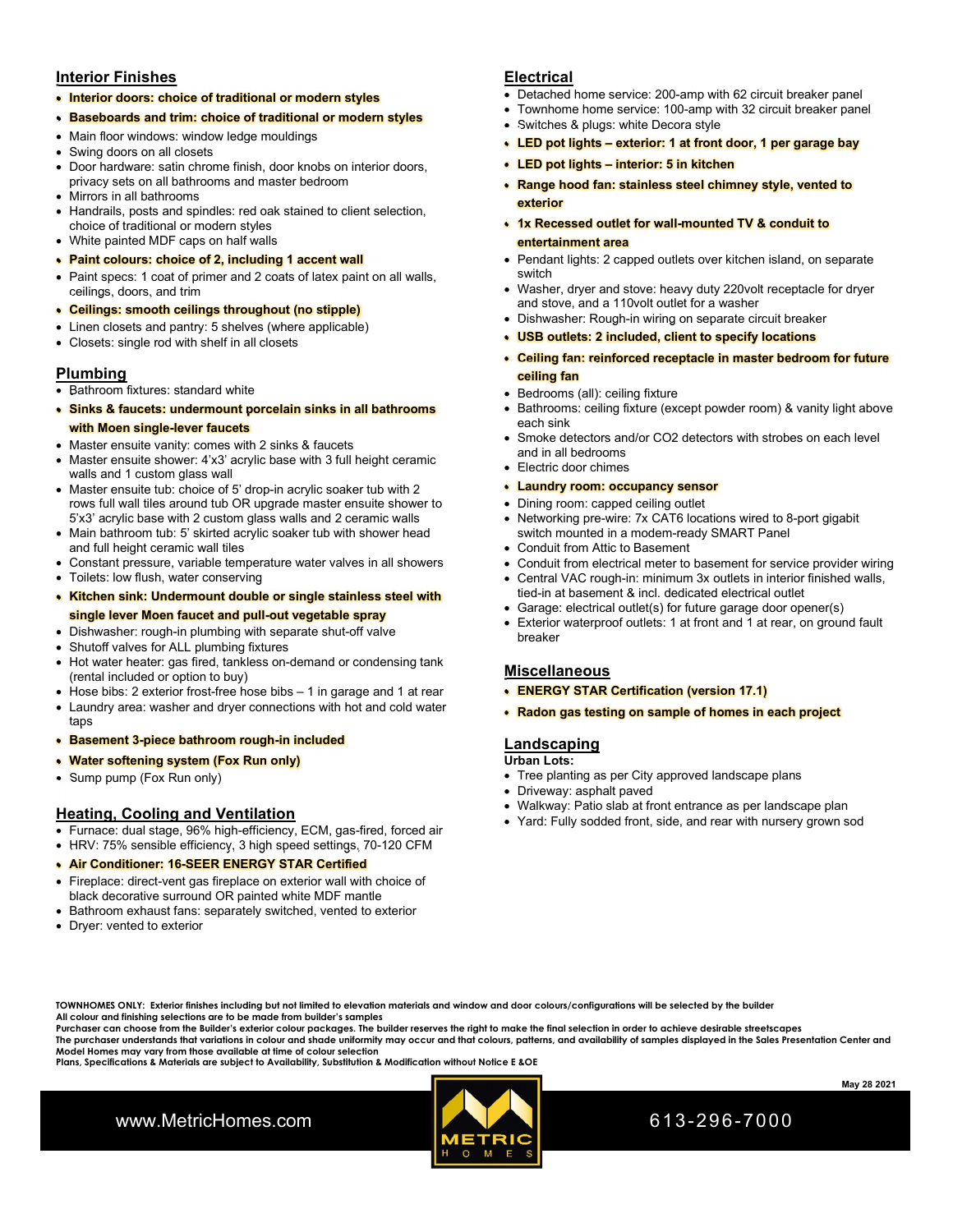## Interior Finishes

- **Interior doors: choice of traditional or modern styles**
- **Baseboards and trim: choice of traditional or modern styles**
- Main floor windows: window ledge mouldings
- Swing doors on all closets
- Door hardware: satin chrome finish, door knobs on interior doors, privacy sets on all bathrooms and master bedroom
- Mirrors in all bathrooms
- Handrails, posts and spindles: red oak stained to client selection, choice of traditional or modern styles
- White painted MDF caps on half walls
- **Paint colours: choice of 2, including 1 accent wall**
- Paint specs: 1 coat of primer and 2 coats of latex paint on all walls, ceilings, doors, and trim
- **Ceilings: smooth ceilings throughout (no stipple)**
- Linen closets and pantry: 5 shelves (where applicable)
- Closets: single rod with shelf in all closets

## Plumbing

- Bathroom fixtures: standard white
- **Sinks & faucets: undermount porcelain sinks in all bathrooms with Moen single-lever faucets**
- Master ensuite vanity: comes with 2 sinks & faucets
- Master ensuite shower: 4'x3' acrylic base with 3 full height ceramic walls and 1 custom glass wall
- Master ensuite tub: choice of 5' drop-in acrylic soaker tub with 2 rows full wall tiles around tub OR upgrade master ensuite shower to 5'x3' acrylic base with 2 custom glass walls and 2 ceramic walls
- Main bathroom tub: 5' skirted acrylic soaker tub with shower head and full height ceramic wall tiles
- Constant pressure, variable temperature water valves in all showers
- Toilets: low flush, water conserving
- **Kitchen sink: Undermount double or single stainless steel with single lever Moen faucet and pull-out vegetable spray**
- Dishwasher: rough-in plumbing with separate shut-off valve
- Shutoff valves for ALL plumbing fixtures
- Hot water heater: gas fired, tankless on-demand or condensing tank (rental included or option to buy)
- Hose bibs: 2 exterior frost-free hose bibs – 1 in garage and 1 at rear
- Laundry area: washer and dryer connections with hot and cold water taps
- **Basement 3-piece bathroom rough-in included**
- **Water softening system (Fox Run only)**
- Sump pump (Fox Run only)

## Heating, Cooling and Ventilation

- Furnace: dual stage, 96% high-efficiency, ECM, gas-fired, forced air
- HRV: 75% sensible efficiency, 3 high speed settings, 70-120 CFM
- **Air Conditioner: 16-SEER ENERGY STAR Certified**
- Fireplace: direct-vent gas fireplace on exterior wall with choice of black decorative surround OR painted white MDF mantle
- Bathroom exhaust fans: separately switched, vented to exterior
- Dryer: vented to exterior

## Electrical

- Detached home service: 200-amp with 62 circuit breaker panel
- Townhome home service: 100-amp with 32 circuit breaker panel
- Switches & plugs: white Decora style
- **LED pot lights – exterior: 1 at front door, 1 per garage bay**
- **LED pot lights – interior: 5 in kitchen**
- **Range hood fan: stainless steel chimney style, vented to exterior**
- **1x Recessed outlet for wall-mounted TV & conduit to entertainment area**
- Pendant lights: 2 capped outlets over kitchen island, on separate switch
- Washer, dryer and stove: heavy duty 220volt receptacle for dryer and stove, and a 110volt outlet for a washer
- Dishwasher: Rough-in wiring on separate circuit breaker
- **USB outlets: 2 included, client to specify locations**
- **Ceiling fan: reinforced receptacle in master bedroom for future ceiling fan**
- Bedrooms (all): ceiling fixture
- Bathrooms: ceiling fixture (except powder room) & vanity light above each sink
- Smoke detectors and/or CO2 detectors with strobes on each level and in all bedrooms
- Electric door chimes
- **Laundry room: occupancy sensor**
- Dining room: capped ceiling outlet
- Networking pre-wire: 7x CAT6 locations wired to 8-port gigabit switch mounted in a modem-ready SMART Panel
- Conduit from Attic to Basement
- Conduit from electrical meter to basement for service provider wiring
- Central VAC rough-in: minimum 3x outlets in interior finished walls, tied-in at basement & incl. dedicated electrical outlet
- Garage: electrical outlet(s) for future garage door opener(s)
- Exterior waterproof outlets: 1 at front and 1 at rear, on ground fault breaker

## Miscellaneous

- **ENERGY STAR Certification (version 17.1)**
- **Radon gas testing on sample of homes in each project**

## Landscaping

**Urban Lots:**

- Tree planting as per City approved landscape plans
- Driveway: asphalt paved
- Walkway: Patio slab at front entrance as per landscape plan
- Yard: Fully sodded front, side, and rear with nursery grown sod

**TOWNHOMES ONLY: Exterior finishes including but not limited to elevation materials and window and door colours/configurations will be selected by the builder**
**All colour and finishing selections are to be made from builder's samples**
**Purchaser can choose from the Builder's exterior colour packages. The builder reserves the right to make the final selection in order to achieve desirable streetscapes**
**The purchaser understands that variations in colour and shade uniformity may occur and that colours, patterns, and availability of samples displayed in the Sales Presentation Center and Model Homes may vary from those available at time of colour selection**
**Plans, Specifications & Materials are subject to Availability, Substitution & Modification without Notice E &OE**

**May 28 2021**

www.MetricHomes.com

METRIC HOMES

613-296-7000